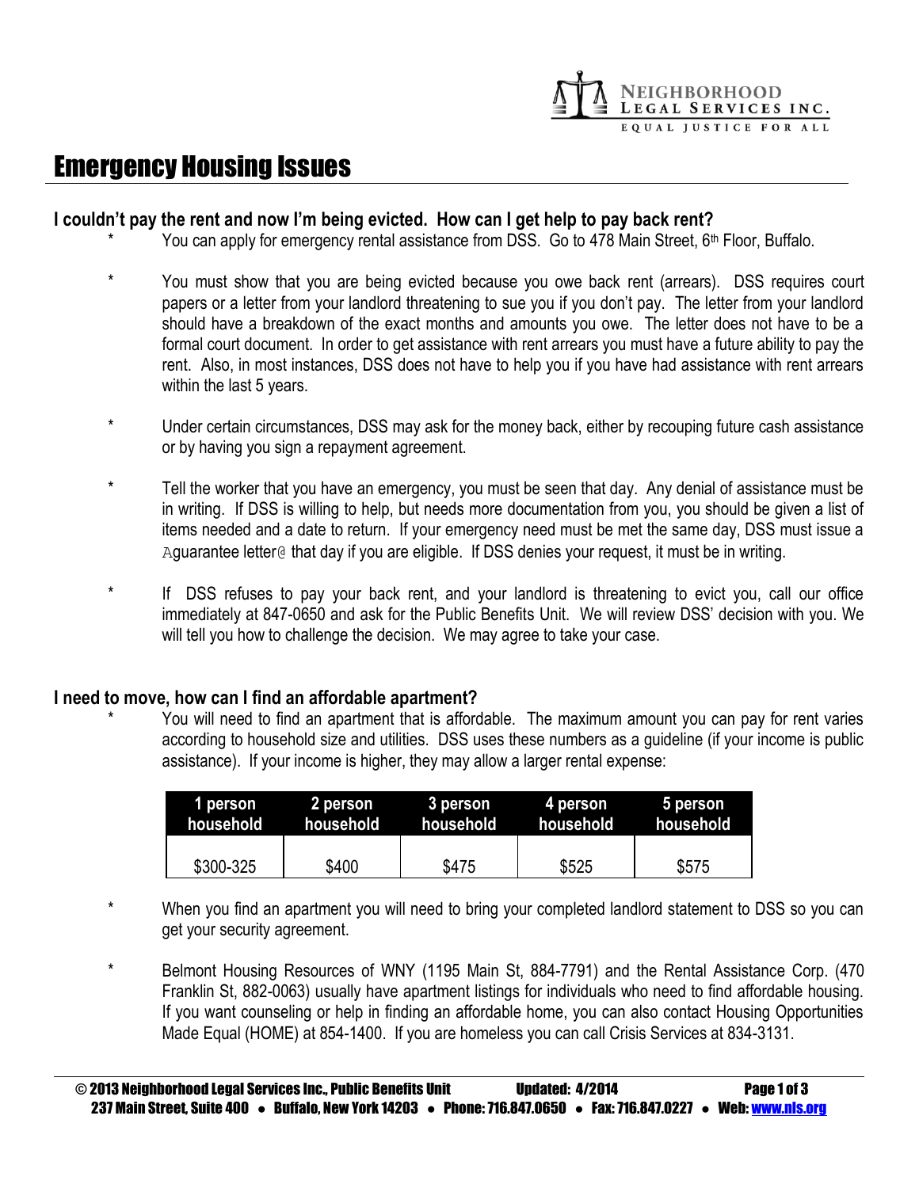NEIGHBORHOOD LEGAL SERVICES INC.
EQUAL JUSTICE FOR ALL

# Emergency Housing Issues

## I couldn't pay the rent and now I'm being evicted. How can I get help to pay back rent?

* You can apply for emergency rental assistance from DSS. Go to 478 Main Street, 6th Floor, Buffalo.

* You must show that you are being evicted because you owe back rent (arrears). DSS requires court papers or a letter from your landlord threatening to sue you if you don't pay. The letter from your landlord should have a breakdown of the exact months and amounts you owe. The letter does not have to be a formal court document. In order to get assistance with rent arrears you must have a future ability to pay the rent. Also, in most instances, DSS does not have to help you if you have had assistance with rent arrears within the last 5 years.

* Under certain circumstances, DSS may ask for the money back, either by recouping future cash assistance or by having you sign a repayment agreement.

* Tell the worker that you have an emergency, you must be seen that day. Any denial of assistance must be in writing. If DSS is willing to help, but needs more documentation from you, you should be given a list of items needed and a date to return. If your emergency need must be met the same day, DSS must issue a Aguarantee letter@ that day if you are eligible. If DSS denies your request, it must be in writing.

* If DSS refuses to pay your back rent, and your landlord is threatening to evict you, call our office immediately at 847-0650 and ask for the Public Benefits Unit. We will review DSS' decision with you. We will tell you how to challenge the decision. We may agree to take your case.

## I need to move, how can I find an affordable apartment?

* You will need to find an apartment that is affordable. The maximum amount you can pay for rent varies according to household size and utilities. DSS uses these numbers as a guideline (if your income is public assistance). If your income is higher, they may allow a larger rental expense:

| 1 person household | 2 person household | 3 person household | 4 person household | 5 person household |
|---|---|---|---|---|
| $300-325 | $400 | $475 | $525 | $575 |

* When you find an apartment you will need to bring your completed landlord statement to DSS so you can get your security agreement.

* Belmont Housing Resources of WNY (1195 Main St, 884-7791) and the Rental Assistance Corp. (470 Franklin St, 882-0063) usually have apartment listings for individuals who need to find affordable housing. If you want counseling or help in finding an affordable home, you can also contact Housing Opportunities Made Equal (HOME) at 854-1400. If you are homeless you can call Crisis Services at 834-3131.

© 2013 Neighborhood Legal Services Inc., Public Benefits Unit Updated: 4/2014
237 Main Street, Suite 400 • Buffalo, New York 14203 • Phone: 716.847.0650 • Fax: 716.847.0227 • Web: www.nls.org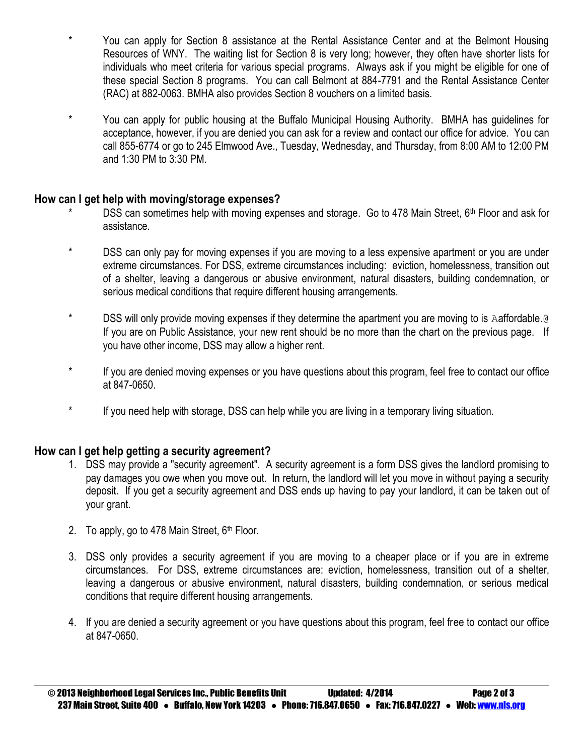* You can apply for Section 8 assistance at the Rental Assistance Center and at the Belmont Housing Resources of WNY. The waiting list for Section 8 is very long; however, they often have shorter lists for individuals who meet criteria for various special programs. Always ask if you might be eligible for one of these special Section 8 programs. You can call Belmont at 884-7791 and the Rental Assistance Center (RAC) at 882-0063. BMHA also provides Section 8 vouchers on a limited basis.

* You can apply for public housing at the Buffalo Municipal Housing Authority. BMHA has guidelines for acceptance, however, if you are denied you can ask for a review and contact our office for advice. You can call 855-6774 or go to 245 Elmwood Ave., Tuesday, Wednesday, and Thursday, from 8:00 AM to 12:00 PM and 1:30 PM to 3:30 PM.

## How can I get help with moving/storage expenses?

* DSS can sometimes help with moving expenses and storage. Go to 478 Main Street, 6th Floor and ask for assistance.

* DSS can only pay for moving expenses if you are moving to a less expensive apartment or you are under extreme circumstances. For DSS, extreme circumstances including: eviction, homelessness, transition out of a shelter, leaving a dangerous or abusive environment, natural disasters, building condemnation, or serious medical conditions that require different housing arrangements.

* DSS will only provide moving expenses if they determine the apartment you are moving to is Aaffordable.@ If you are on Public Assistance, your new rent should be no more than the chart on the previous page. If you have other income, DSS may allow a higher rent.

* If you are denied moving expenses or you have questions about this program, feel free to contact our office at 847-0650.

* If you need help with storage, DSS can help while you are living in a temporary living situation.

## How can I get help getting a security agreement?

1. DSS may provide a "security agreement". A security agreement is a form DSS gives the landlord promising to pay damages you owe when you move out. In return, the landlord will let you move in without paying a security deposit. If you get a security agreement and DSS ends up having to pay your landlord, it can be taken out of your grant.

2. To apply, go to 478 Main Street, 6th Floor.

3. DSS only provides a security agreement if you are moving to a cheaper place or if you are in extreme circumstances. For DSS, extreme circumstances are: eviction, homelessness, transition out of a shelter, leaving a dangerous or abusive environment, natural disasters, building condemnation, or serious medical conditions that require different housing arrangements.

4. If you are denied a security agreement or you have questions about this program, feel free to contact our office at 847-0650.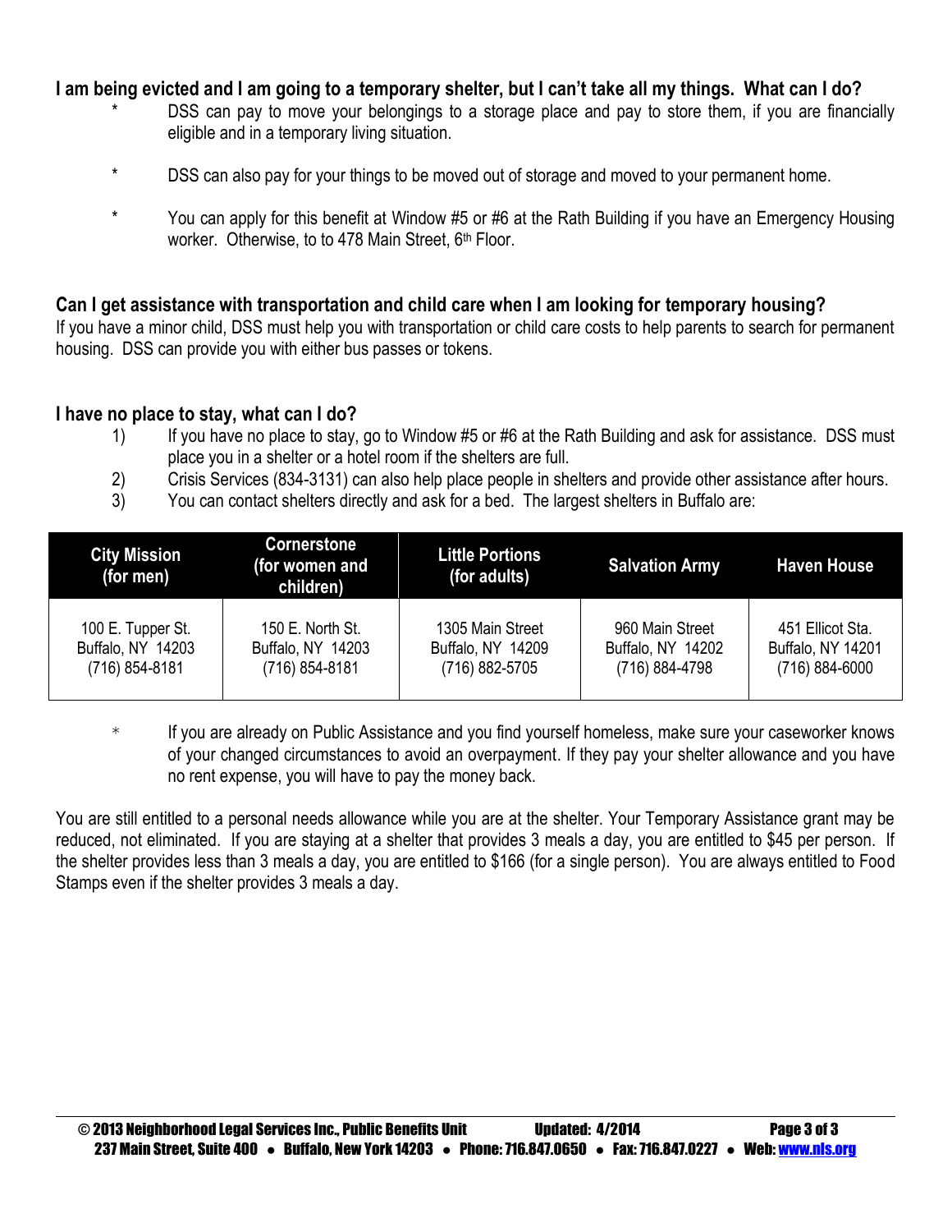**I am being evicted and I am going to a temporary shelter, but I can't take all my things. What can I do?**

* DSS can pay to move your belongings to a storage place and pay to store them, if you are financially eligible and in a temporary living situation.

* DSS can also pay for your things to be moved out of storage and moved to your permanent home.

* You can apply for this benefit at Window #5 or #6 at the Rath Building if you have an Emergency Housing worker. Otherwise, to to 478 Main Street, 6th Floor.

**Can I get assistance with transportation and child care when I am looking for temporary housing?**

If you have a minor child, DSS must help you with transportation or child care costs to help parents to search for permanent housing. DSS can provide you with either bus passes or tokens.

**I have no place to stay, what can I do?**

1) If you have no place to stay, go to Window #5 or #6 at the Rath Building and ask for assistance. DSS must place you in a shelter or a hotel room if the shelters are full.
2) Crisis Services (834-3131) can also help place people in shelters and provide other assistance after hours.
3) You can contact shelters directly and ask for a bed. The largest shelters in Buffalo are:

| City Mission (for men) | Cornerstone (for women and children) | Little Portions (for adults) | Salvation Army | Haven House |
|---|---|---|---|---|
| 100 E. Tupper St.<br>Buffalo, NY 14203<br>(716) 854-8181 | 150 E. North St.<br>Buffalo, NY 14203<br>(716) 854-8181 | 1305 Main Street<br>Buffalo, NY 14209<br>(716) 882-5705 | 960 Main Street<br>Buffalo, NY 14202<br>(716) 884-4798 | 451 Ellicot Sta.<br>Buffalo, NY 14201<br>(716) 884-6000 |

* If you are already on Public Assistance and you find yourself homeless, make sure your caseworker knows of your changed circumstances to avoid an overpayment. If they pay your shelter allowance and you have no rent expense, you will have to pay the money back.

You are still entitled to a personal needs allowance while you are at the shelter. Your Temporary Assistance grant may be reduced, not eliminated. If you are staying at a shelter that provides 3 meals a day, you are entitled to $45 per person. If the shelter provides less than 3 meals a day, you are entitled to $166 (for a single person). You are always entitled to Food Stamps even if the shelter provides 3 meals a day.